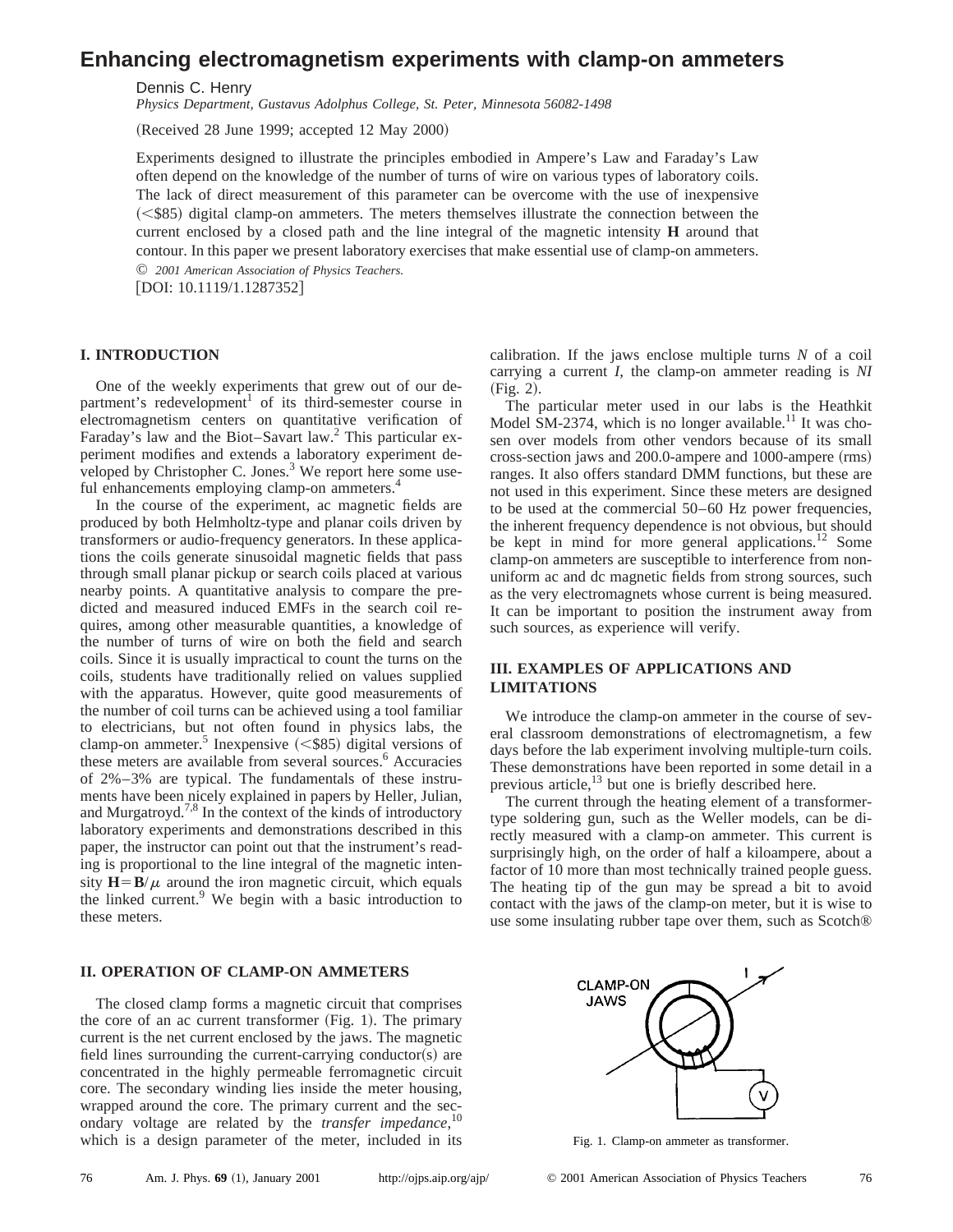# Enhancing electromagnetism experiments with clamp-on ammeters

Dennis C. Henry

*Physics Department, Gustavus Adolphus College, St. Peter, Minnesota 56082-1498*

(Received 28 June 1999; accepted 12 May 2000)

Experiments designed to illustrate the principles embodied in Ampere's Law and Faraday's Law often depend on the knowledge of the number of turns of wire on various types of laboratory coils. The lack of direct measurement of this parameter can be overcome with the use of inexpensive (<\$85) digital clamp-on ammeters. The meters themselves illustrate the connection between the current enclosed by a closed path and the line integral of the magnetic intensity **H** around that contour. In this paper we present laboratory exercises that make essential use of clamp-on ammeters. © *2001 American Association of Physics Teachers.*

[DOI: 10.1119/1.1287352]

## I. INTRODUCTION

One of the weekly experiments that grew out of our department's redevelopment[1] of its third-semester course in electromagnetism centers on quantitative verification of Faraday's law and the Biot–Savart law.[2] This particular experiment modifies and extends a laboratory experiment developed by Christopher C. Jones.[3] We report here some useful enhancements employing clamp-on ammeters.[4]

In the course of the experiment, ac magnetic fields are produced by both Helmholtz-type and planar coils driven by transformers or audio-frequency generators. In these applications the coils generate sinusoidal magnetic fields that pass through small planar pickup or search coils placed at various nearby points. A quantitative analysis to compare the predicted and measured induced EMFs in the search coil requires, among other measurable quantities, a knowledge of the number of turns of wire on both the field and search coils. Since it is usually impractical to count the turns on the coils, students have traditionally relied on values supplied with the apparatus. However, quite good measurements of the number of coil turns can be achieved using a tool familiar to electricians, but not often found in physics labs, the clamp-on ammeter.[5] Inexpensive (<\$85) digital versions of these meters are available from several sources.[6] Accuracies of 2%–3% are typical. The fundamentals of these instruments have been nicely explained in papers by Heller, Julian, and Murgatroyd.[7,8] In the context of the kinds of introductory laboratory experiments and demonstrations described in this paper, the instructor can point out that the instrument's reading is proportional to the line integral of the magnetic intensity $\mathbf{H}=\mathbf{B}/\mu$ around the iron magnetic circuit, which equals the linked current.[9] We begin with a basic introduction to these meters.

## II. OPERATION OF CLAMP-ON AMMETERS

The closed clamp forms a magnetic circuit that comprises the core of an ac current transformer (Fig. 1). The primary current is the net current enclosed by the jaws. The magnetic field lines surrounding the current-carrying conductor(s) are concentrated in the highly permeable ferromagnetic circuit core. The secondary winding lies inside the meter housing, wrapped around the core. The primary current and the secondary voltage are related by the *transfer impedance*,[10] which is a design parameter of the meter, included in its calibration. If the jaws enclose multiple turns $N$ of a coil carrying a current $I$, the clamp-on ammeter reading is $NI$ (Fig. 2).

The particular meter used in our labs is the Heathkit Model SM-2374, which is no longer available.[11] It was chosen over models from other vendors because of its small cross-section jaws and 200.0-ampere and 1000-ampere (rms) ranges. It also offers standard DMM functions, but these are not used in this experiment. Since these meters are designed to be used at the commercial 50–60 Hz power frequencies, the inherent frequency dependence is not obvious, but should be kept in mind for more general applications.[12] Some clamp-on ammeters are susceptible to interference from nonuniform ac and dc magnetic fields from strong sources, such as the very electromagnets whose current is being measured. It can be important to position the instrument away from such sources, as experience will verify.

## III. EXAMPLES OF APPLICATIONS AND LIMITATIONS

We introduce the clamp-on ammeter in the course of several classroom demonstrations of electromagnetism, a few days before the lab experiment involving multiple-turn coils. These demonstrations have been reported in some detail in a previous article,[13] but one is briefly described here.

The current through the heating element of a transformer-type soldering gun, such as the Weller models, can be directly measured with a clamp-on ammeter. This current is surprisingly high, on the order of half a kiloampere, about a factor of 10 more than most technically trained people guess. The heating tip of the gun may be spread a bit to avoid contact with the jaws of the clamp-on meter, but it is wise to use some insulating rubber tape over them, such as Scotch®

Fig. 1. Clamp-on ammeter as transformer.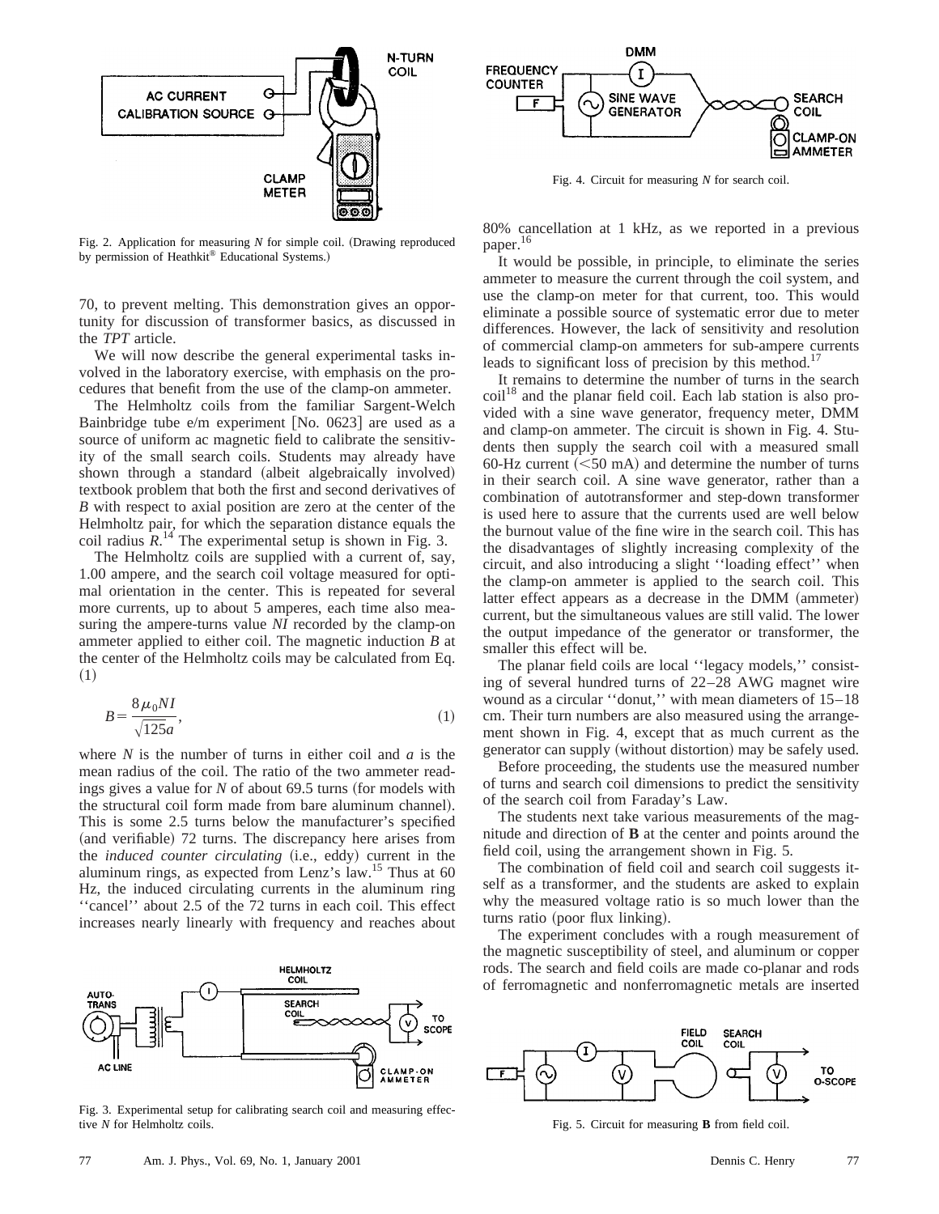Fig. 2. Application for measuring $N$ for simple coil. (Drawing reproduced by permission of Heathkit® Educational Systems.)

70, to prevent melting. This demonstration gives an opportunity for discussion of transformer basics, as discussed in the *TPT* article.

We will now describe the general experimental tasks involved in the laboratory exercise, with emphasis on the procedures that benefit from the use of the clamp-on ammeter.

The Helmholtz coils from the familiar Sargent-Welch Bainbridge tube e/m experiment [No. 0623] are used as a source of uniform ac magnetic field to calibrate the sensitivity of the small search coils. Students may already have shown through a standard (albeit algebraically involved) textbook problem that both the first and second derivatives of $B$ with respect to axial position are zero at the center of the Helmholtz pair, for which the separation distance equals the coil radius $R$.[14] The experimental setup is shown in Fig. 3.

The Helmholtz coils are supplied with a current of, say, 1.00 ampere, and the search coil voltage measured for optimal orientation in the center. This is repeated for several more currents, up to about 5 amperes, each time also measuring the ampere-turns value $NI$ recorded by the clamp-on ammeter applied to either coil. The magnetic induction $B$ at the center of the Helmholtz coils may be calculated from Eq. (1)

$$B=\frac{8\mu_0 NI}{\sqrt{125}a}, \tag{1}$$

where $N$ is the number of turns in either coil and $a$ is the mean radius of the coil. The ratio of the two ammeter readings gives a value for $N$ of about 69.5 turns (for models with the structural coil form made from bare aluminum channel). This is some 2.5 turns below the manufacturer's specified (and verifiable) 72 turns. The discrepancy here arises from the *induced counter circulating* (i.e., eddy) current in the aluminum rings, as expected from Lenz's law.[15] Thus at 60 Hz, the induced circulating currents in the aluminum ring ''cancel'' about 2.5 of the 72 turns in each coil. This effect increases nearly linearly with frequency and reaches about 80% cancellation at 1 kHz, as we reported in a previous paper.[16]

Fig. 3. Experimental setup for calibrating search coil and measuring effective $N$ for Helmholtz coils.

Fig. 4. Circuit for measuring $N$ for search coil.

It would be possible, in principle, to eliminate the series ammeter to measure the current through the coil system, and use the clamp-on meter for that current, too. This would eliminate a possible source of systematic error due to meter differences. However, the lack of sensitivity and resolution of commercial clamp-on ammeters for sub-ampere currents leads to significant loss of precision by this method.[17]

It remains to determine the number of turns in the search coil[18] and the planar field coil. Each lab station is also provided with a sine wave generator, frequency meter, DMM and clamp-on ammeter. The circuit is shown in Fig. 4. Students then supply the search coil with a measured small 60-Hz current (<50 mA) and determine the number of turns in their search coil. A sine wave generator, rather than a combination of autotransformer and step-down transformer is used here to assure that the currents used are well below the burnout value of the fine wire in the search coil. This has the disadvantages of slightly increasing complexity of the circuit, and also introducing a slight ''loading effect'' when the clamp-on ammeter is applied to the search coil. This latter effect appears as a decrease in the DMM (ammeter) current, but the simultaneous values are still valid. The lower the output impedance of the generator or transformer, the smaller this effect will be.

The planar field coils are local ''legacy models,'' consisting of several hundred turns of 22–28 AWG magnet wire wound as a circular ''donut,'' with mean diameters of 15–18 cm. Their turn numbers are also measured using the arrangement shown in Fig. 4, except that as much current as the generator can supply (without distortion) may be safely used.

Before proceeding, the students use the measured number of turns and search coil dimensions to predict the sensitivity of the search coil from Faraday's Law.

The students next take various measurements of the magnitude and direction of **B** at the center and points around the field coil, using the arrangement shown in Fig. 5.

The combination of field coil and search coil suggests itself as a transformer, and the students are asked to explain why the measured voltage ratio is so much lower than the turns ratio (poor flux linking).

The experiment concludes with a rough measurement of the magnetic susceptibility of steel, and aluminum or copper rods. The search and field coils are made co-planar and rods of ferromagnetic and nonferromagnetic metals are inserted

Fig. 5. Circuit for measuring **B** from field coil.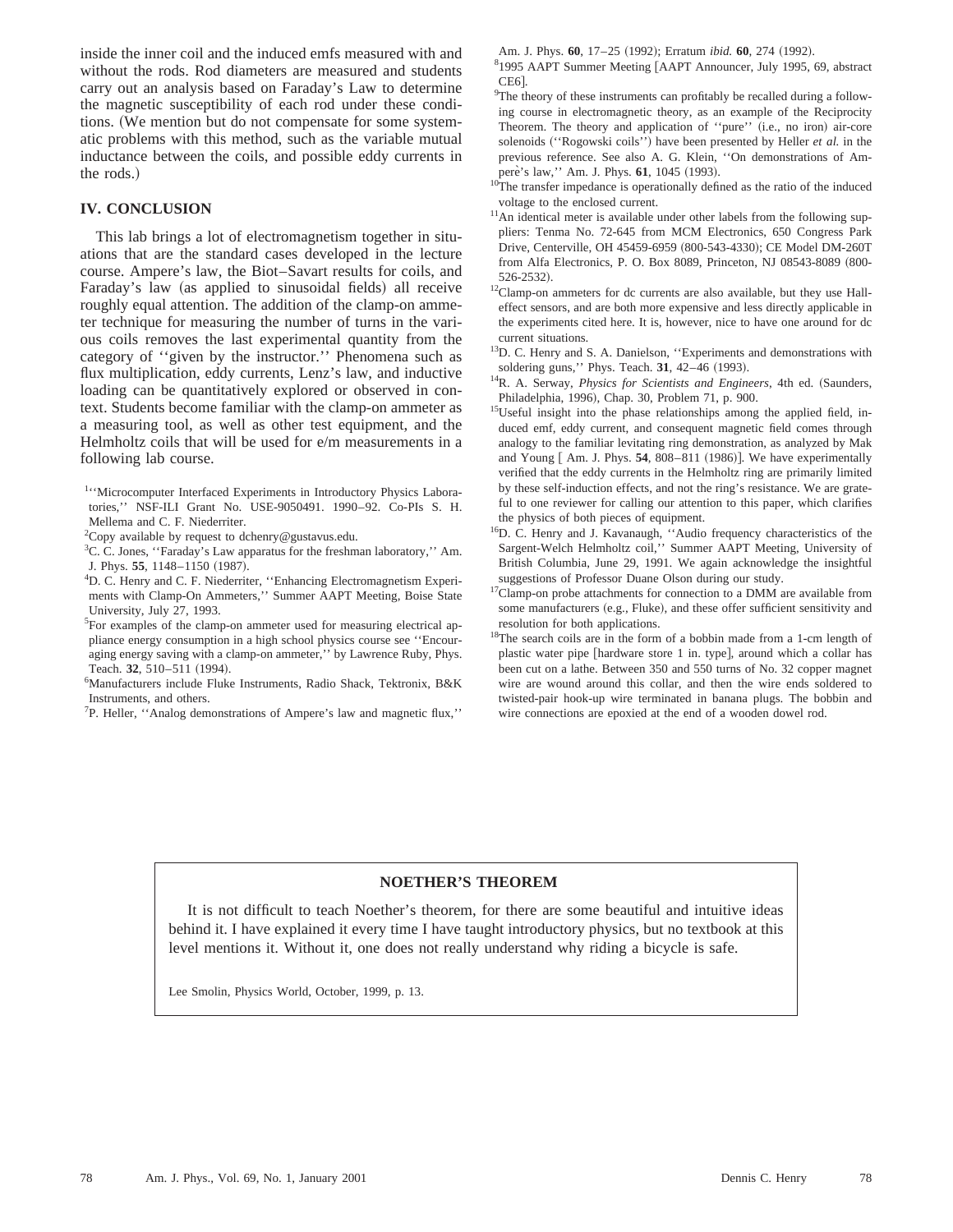inside the inner coil and the induced emfs measured with and without the rods. Rod diameters are measured and students carry out an analysis based on Faraday's Law to determine the magnetic susceptibility of each rod under these conditions. (We mention but do not compensate for some systematic problems with this method, such as the variable mutual inductance between the coils, and possible eddy currents in the rods.)

## IV. CONCLUSION

This lab brings a lot of electromagnetism together in situations that are the standard cases developed in the lecture course. Ampere's law, the Biot–Savart results for coils, and Faraday's law (as applied to sinusoidal fields) all receive roughly equal attention. The addition of the clamp-on ammeter technique for measuring the number of turns in the various coils removes the last experimental quantity from the category of ''given by the instructor.'' Phenomena such as flux multiplication, eddy currents, Lenz's law, and inductive loading can be quantitatively explored or observed in context. Students become familiar with the clamp-on ammeter as a measuring tool, as well as other test equipment, and the Helmholtz coils that will be used for e/m measurements in a following lab course.

[1]''Microcomputer Interfaced Experiments in Introductory Physics Laboratories,'' NSF-ILI Grant No. USE-9050491. 1990–92. Co-PIs S. H. Mellema and C. F. Niederriter.

[2]Copy available by request to dchenry@gustavus.edu.

[3]C. C. Jones, ''Faraday's Law apparatus for the freshman laboratory,'' Am. J. Phys. **55**, 1148–1150 (1987).

[4]D. C. Henry and C. F. Niederriter, ''Enhancing Electromagnetism Experiments with Clamp-On Ammeters,'' Summer AAPT Meeting, Boise State University, July 27, 1993.

[5]For examples of the clamp-on ammeter used for measuring electrical appliance energy consumption in a high school physics course see ''Encouraging energy saving with a clamp-on ammeter,'' by Lawrence Ruby, Phys. Teach. **32**, 510–511 (1994).

[6]Manufacturers include Fluke Instruments, Radio Shack, Tektronix, B&K Instruments, and others.

[7]P. Heller, ''Analog demonstrations of Ampere's law and magnetic flux,'' Am. J. Phys. **60**, 17–25 (1992); Erratum *ibid.* **60**, 274 (1992).

[8]1995 AAPT Summer Meeting [AAPT Announcer, July 1995, 69, abstract CE6].

[9]The theory of these instruments can profitably be recalled during a following course in electromagnetic theory, as an example of the Reciprocity Theorem. The theory and application of ''pure'' (i.e., no iron) air-core solenoids (''Rogowski coils'') have been presented by Heller *et al.* in the previous reference. See also A. G. Klein, ''On demonstrations of Amperè's law,'' Am. J. Phys. **61**, 1045 (1993).

[10]The transfer impedance is operationally defined as the ratio of the induced voltage to the enclosed current.

[11]An identical meter is available under other labels from the following suppliers: Tenma No. 72-645 from MCM Electronics, 650 Congress Park Drive, Centerville, OH 45459-6959 (800-543-4330); CE Model DM-260T from Alfa Electronics, P. O. Box 8089, Princeton, NJ 08543-8089 (800-526-2532).

[12]Clamp-on ammeters for dc currents are also available, but they use Hall-effect sensors, and are both more expensive and less directly applicable in the experiments cited here. It is, however, nice to have one around for dc current situations.

[13]D. C. Henry and S. A. Danielson, ''Experiments and demonstrations with soldering guns,'' Phys. Teach. **31**, 42–46 (1993).

[14]R. A. Serway, *Physics for Scientists and Engineers*, 4th ed. (Saunders, Philadelphia, 1996), Chap. 30, Problem 71, p. 900.

[15]Useful insight into the phase relationships among the applied field, induced emf, eddy current, and consequent magnetic field comes through analogy to the familiar levitating ring demonstration, as analyzed by Mak and Young [ Am. J. Phys. **54**, 808–811 (1986)]. We have experimentally verified that the eddy currents in the Helmholtz ring are primarily limited by these self-induction effects, and not the ring's resistance. We are grateful to one reviewer for calling our attention to this paper, which clarifies the physics of both pieces of equipment.

[16]D. C. Henry and J. Kavanaugh, ''Audio frequency characteristics of the Sargent-Welch Helmholtz coil,'' Summer AAPT Meeting, University of British Columbia, June 29, 1991. We again acknowledge the insightful suggestions of Professor Duane Olson during our study.

[17]Clamp-on probe attachments for connection to a DMM are available from some manufacturers (e.g., Fluke), and these offer sufficient sensitivity and resolution for both applications.

[18]The search coils are in the form of a bobbin made from a 1-cm length of plastic water pipe [hardware store 1 in. type], around which a collar has been cut on a lathe. Between 350 and 550 turns of No. 32 copper magnet wire are wound around this collar, and then the wire ends soldered to twisted-pair hook-up wire terminated in banana plugs. The bobbin and wire connections are epoxied at the end of a wooden dowel rod.

### NOETHER'S THEOREM

It is not difficult to teach Noether's theorem, for there are some beautiful and intuitive ideas behind it. I have explained it every time I have taught introductory physics, but no textbook at this level mentions it. Without it, one does not really understand why riding a bicycle is safe.

Lee Smolin, Physics World, October, 1999, p. 13.